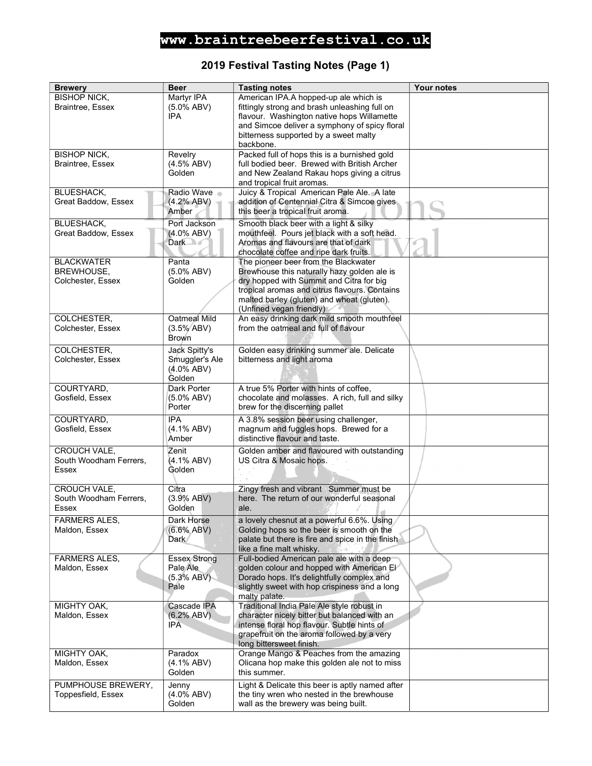**www.braintreebeerfestival.co.uk**

## 2019 Festival Tasting Notes (Page 1)

| Brewery | Beer | Tasting notes | Your notes |
|---|---|---|---|
| BISHOP NICK, Braintree, Essex | Martyr IPA (5.0% ABV) IPA | American IPA.A hopped-up ale which is fittingly strong and brash unleashing full on flavour. Washington native hops Willamette and Simcoe deliver a symphony of spicy floral bitterness supported by a sweet malty backbone. | |
| BISHOP NICK, Braintree, Essex | Revelry (4.5% ABV) Golden | Packed full of hops this is a burnished gold full bodied beer. Brewed with British Archer and New Zealand Rakau hops giving a citrus and tropical fruit aromas. | |
| BLUESHACK, Great Baddow, Essex | Radio Wave (4.2% ABV) Amber | Juicy & Tropical American Pale Ale. A late addition of Centennial Citra & Simcoe gives this beer a tropical fruit aroma. | |
| BLUESHACK, Great Baddow, Essex | Port Jackson (4.0% ABV) Dark | Smooth black beer with a light & silky mouthfeel. Pours jet black with a soft head. Aromas and flavours are that of dark chocolate coffee and ripe dark fruits. | |
| BLACKWATER BREWHOUSE, Colchester, Essex | Panta (5.0% ABV) Golden | The pioneer beer from the Blackwater Brewhouse this naturally hazy golden ale is dry hopped with Summit and Citra for big tropical aromas and citrus flavours. Contains malted barley (gluten) and wheat (gluten). (Unfined vegan friendly) | |
| COLCHESTER, Colchester, Essex | Oatmeal Mild (3.5% ABV) Brown | An easy drinking dark mild smooth mouthfeel from the oatmeal and full of flavour | |
| COLCHESTER, Colchester, Essex | Jack Spitty's Smuggler's Ale (4.0% ABV) Golden | Golden easy drinking summer ale. Delicate bitterness and light aroma | |
| COURTYARD, Gosfield, Essex | Dark Porter (5.0% ABV) Porter | A true 5% Porter with hints of coffee, chocolate and molasses. A rich, full and silky brew for the discerning pallet | |
| COURTYARD, Gosfield, Essex | IPA (4.1% ABV) Amber | A 3.8% session beer using challenger, magnum and fuggles hops. Brewed for a distinctive flavour and taste. | |
| CROUCH VALE, South Woodham Ferrers, Essex | Zenit (4.1% ABV) Golden | Golden amber and flavoured with outstanding US Citra & Mosaic hops. | |
| CROUCH VALE, South Woodham Ferrers, Essex | Citra (3.9% ABV) Golden | Zingy fresh and vibrant Summer must be here. The return of our wonderful seasonal ale. | |
| FARMERS ALES, Maldon, Essex | Dark Horse (6.6% ABV) Dark | a lovely chesnut at a powerful 6.6%. Using Golding hops so the beer is smooth on the palate but there is fire and spice in the finish like a fine malt whisky. | |
| FARMERS ALES, Maldon, Essex | Essex Strong Pale Ale (5.3% ABV) Pale | Full-bodied American pale ale with a deep golden colour and hopped with American El Dorado hops. It's delightfully complex and slightly sweet with hop crispiness and a long malty palate. | |
| MIGHTY OAK, Maldon, Essex | Cascade IPA (6.2% ABV) IPA | Traditional India Pale Ale style robust in character nicely bitter but balanced with an intense floral hop flavour. Subtle hints of grapefruit on the aroma followed by a very long bittersweet finish. | |
| MIGHTY OAK, Maldon, Essex | Paradox (4.1% ABV) Golden | Orange Mango & Peaches from the amazing Olicana hop make this golden ale not to miss this summer. | |
| PUMPHOUSE BREWERY, Toppesfield, Essex | Jenny (4.0% ABV) Golden | Light & Delicate this beer is aptly named after the tiny wren who nested in the brewhouse wall as the brewery was being built. | |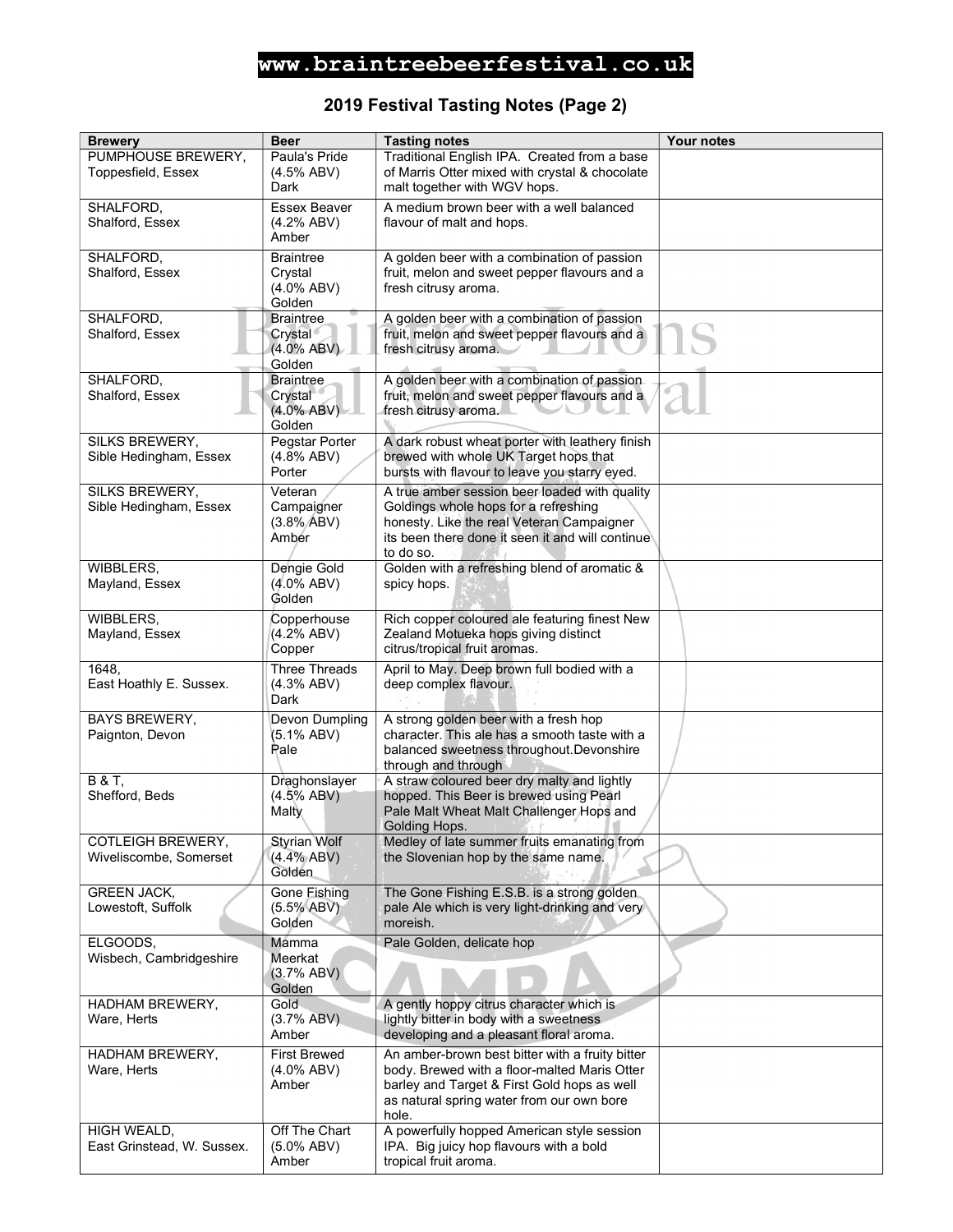**www.braintreebeerfestival.co.uk**

## 2019 Festival Tasting Notes (Page 2)

| Brewery | Beer | Tasting notes | Your notes |
|---|---|---|---|
| PUMPHOUSE BREWERY, Toppesfield, Essex | Paula's Pride (4.5% ABV) Dark | Traditional English IPA. Created from a base of Marris Otter mixed with crystal & chocolate malt together with WGV hops. | |
| SHALFORD, Shalford, Essex | Essex Beaver (4.2% ABV) Amber | A medium brown beer with a well balanced flavour of malt and hops. | |
| SHALFORD, Shalford, Essex | Braintree Crystal (4.0% ABV) Golden | A golden beer with a combination of passion fruit, melon and sweet pepper flavours and a fresh citrusy aroma. | |
| SHALFORD, Shalford, Essex | Braintree Crystal (4.0% ABV) Golden | A golden beer with a combination of passion fruit, melon and sweet pepper flavours and a fresh citrusy aroma. | |
| SHALFORD, Shalford, Essex | Braintree Crystal (4.0% ABV) Golden | A golden beer with a combination of passion fruit, melon and sweet pepper flavours and a fresh citrusy aroma. | |
| SILKS BREWERY, Sible Hedingham, Essex | Pegstar Porter (4.8% ABV) Porter | A dark robust wheat porter with leathery finish brewed with whole UK Target hops that bursts with flavour to leave you starry eyed. | |
| SILKS BREWERY, Sible Hedingham, Essex | Veteran Campaigner (3.8% ABV) Amber | A true amber session beer loaded with quality Goldings whole hops for a refreshing honesty. Like the real Veteran Campaigner its been there done it seen it and will continue to do so. | |
| WIBBLERS, Mayland, Essex | Dengie Gold (4.0% ABV) Golden | Golden with a refreshing blend of aromatic & spicy hops. | |
| WIBBLERS, Mayland, Essex | Copperhouse (4.2% ABV) Copper | Rich copper coloured ale featuring finest New Zealand Motueka hops giving distinct citrus/tropical fruit aromas. | |
| 1648, East Hoathly E. Sussex. | Three Threads (4.3% ABV) Dark | April to May. Deep brown full bodied with a deep complex flavour. | |
| BAYS BREWERY, Paignton, Devon | Devon Dumpling (5.1% ABV) Pale | A strong golden beer with a fresh hop character. This ale has a smooth taste with a balanced sweetness throughout.Devonshire through and through | |
| B & T, Shefford, Beds | Draghonslayer (4.5% ABV) Malty | A straw coloured beer dry malty and lightly hopped. This Beer is brewed using Pearl Pale Malt Wheat Malt Challenger Hops and Golding Hops. | |
| COTLEIGH BREWERY, Wiveliscombe, Somerset | Styrian Wolf (4.4% ABV) Golden | Medley of late summer fruits emanating from the Slovenian hop by the same name. | |
| GREEN JACK, Lowestoft, Suffolk | Gone Fishing (5.5% ABV) Golden | The Gone Fishing E.S.B. is a strong golden pale Ale which is very light-drinking and very moreish. | |
| ELGOODS, Wisbech, Cambridgeshire | Mamma Meerkat (3.7% ABV) Golden | Pale Golden, delicate hop | |
| HADHAM BREWERY, Ware, Herts | Gold (3.7% ABV) Amber | A gently hoppy citrus character which is lightly bitter in body with a sweetness developing and a pleasant floral aroma. | |
| HADHAM BREWERY, Ware, Herts | First Brewed (4.0% ABV) Amber | An amber-brown best bitter with a fruity bitter body. Brewed with a floor-malted Maris Otter barley and Target & First Gold hops as well as natural spring water from our own bore hole. | |
| HIGH WEALD, East Grinstead, W. Sussex. | Off The Chart (5.0% ABV) Amber | A powerfully hopped American style session IPA. Big juicy hop flavours with a bold tropical fruit aroma. | |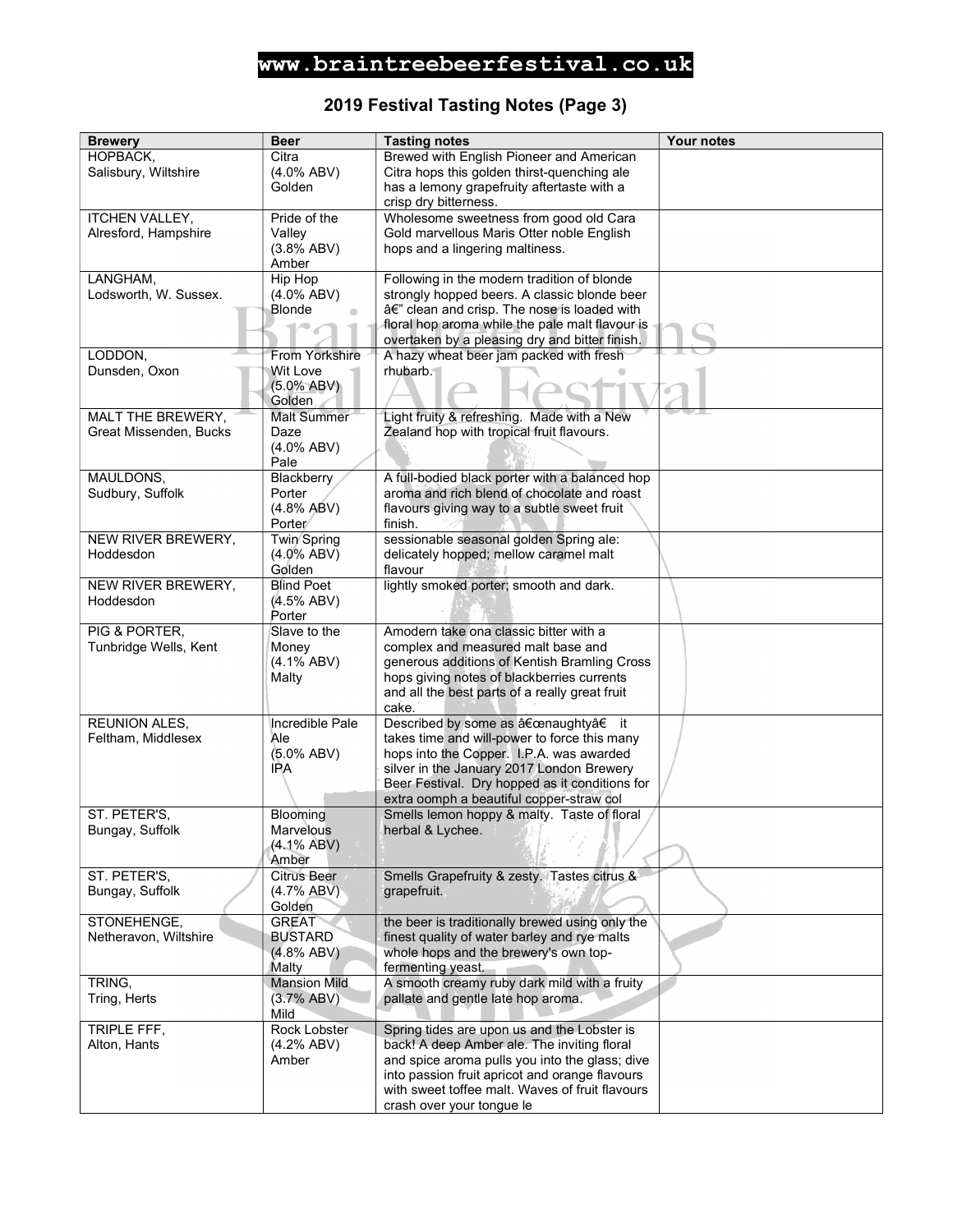**www.braintreebeerfestival.co.uk**

## 2019 Festival Tasting Notes (Page 3)

| Brewery | Beer | Tasting notes | Your notes |
|---|---|---|---|
| HOPBACK, Salisbury, Wiltshire | Citra (4.0% ABV) Golden | Brewed with English Pioneer and American Citra hops this golden thirst-quenching ale has a lemony grapefruity aftertaste with a crisp dry bitterness. | |
| ITCHEN VALLEY, Alresford, Hampshire | Pride of the Valley (3.8% ABV) Amber | Wholesome sweetness from good old Cara Gold marvellous Maris Otter noble English hops and a lingering maltiness. | |
| LANGHAM, Lodsworth, W. Sussex. | Hip Hop (4.0% ABV) Blonde | Following in the modern tradition of blonde strongly hopped beers. A classic blonde beer â€" clean and crisp. The nose is loaded with floral hop aroma while the pale malt flavour is overtaken by a pleasing dry and bitter finish. | |
| LODDON, Dunsden, Oxon | From Yorkshire Wit Love (5.0% ABV) Golden | A hazy wheat beer jam packed with fresh rhubarb. | |
| MALT THE BREWERY, Great Missenden, Bucks | Malt Summer Daze (4.0% ABV) Pale | Light fruity & refreshing. Made with a New Zealand hop with tropical fruit flavours. | |
| MAULDONS, Sudbury, Suffolk | Blackberry Porter (4.8% ABV) Porter | A full-bodied black porter with a balanced hop aroma and rich blend of chocolate and roast flavours giving way to a subtle sweet fruit finish. | |
| NEW RIVER BREWERY, Hoddesdon | Twin Spring (4.0% ABV) Golden | sessionable seasonal golden Spring ale: delicately hopped; mellow caramel malt flavour | |
| NEW RIVER BREWERY, Hoddesdon | Blind Poet (4.5% ABV) Porter | lightly smoked porter; smooth and dark. | |
| PIG & PORTER, Tunbridge Wells, Kent | Slave to the Money (4.1% ABV) Malty | Amodern take ona classic bitter with a complex and measured malt base and generous additions of Kentish Bramling Cross hops giving notes of blackberries currents and all the best parts of a really great fruit cake. | |
| REUNION ALES, Feltham, Middlesex | Incredible Pale Ale (5.0% ABV) IPA | Described by some as â€œnaughtyâ€ it takes time and will-power to force this many hops into the Copper. I.P.A. was awarded silver in the January 2017 London Brewery Beer Festival. Dry hopped as it conditions for extra oomph a beautiful copper-straw col | |
| ST. PETER'S, Bungay, Suffolk | Blooming Marvelous (4.1% ABV) Amber | Smells lemon hoppy & malty. Taste of floral herbal & Lychee. | |
| ST. PETER'S, Bungay, Suffolk | Citrus Beer (4.7% ABV) Golden | Smells Grapefruity & zesty. Tastes citrus & grapefruit. | |
| STONEHENGE, Netheravon, Wiltshire | GREAT BUSTARD (4.8% ABV) Malty | the beer is traditionally brewed using only the finest quality of water barley and rye malts whole hops and the brewery's own top-fermenting yeast. | |
| TRING, Tring, Herts | Mansion Mild (3.7% ABV) Mild | A smooth creamy ruby dark mild with a fruity pallate and gentle late hop aroma. | |
| TRIPLE FFF, Alton, Hants | Rock Lobster (4.2% ABV) Amber | Spring tides are upon us and the Lobster is back! A deep Amber ale. The inviting floral and spice aroma pulls you into the glass; dive into passion fruit apricot and orange flavours with sweet toffee malt. Waves of fruit flavours crash over your tongue le | |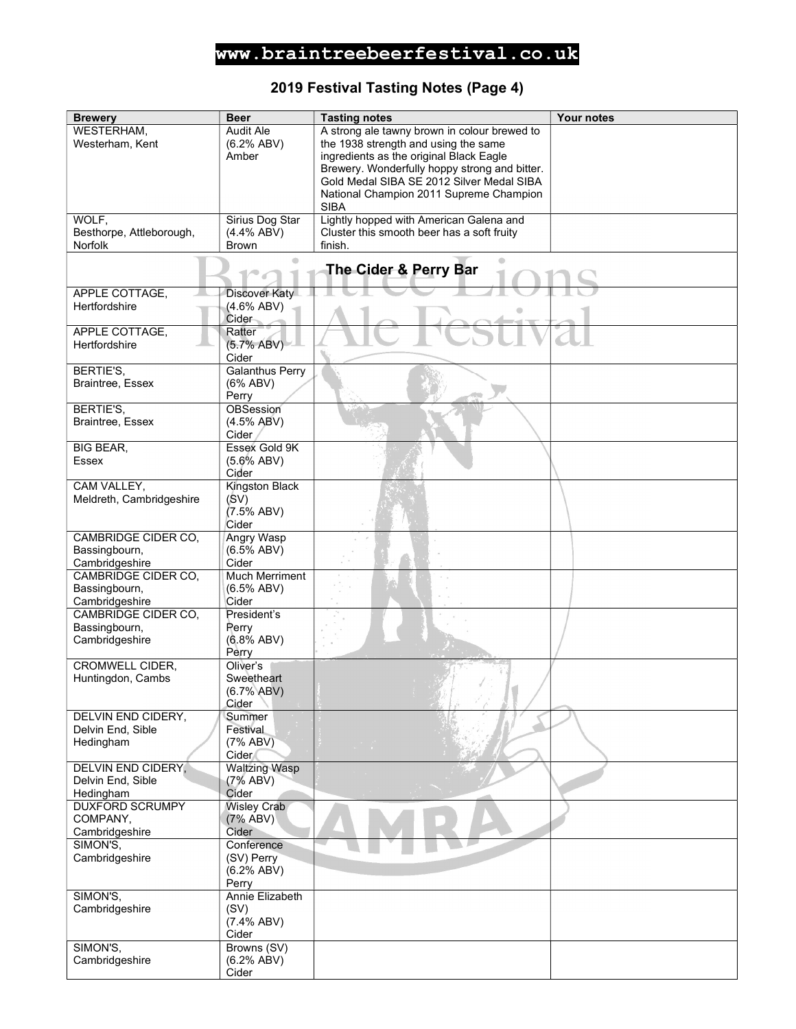# 2019 Festival Tasting Notes (Page 4)

| Brewery | Beer | Tasting notes | Your notes |
|---|---|---|---|
| WESTERHAM, Westerham, Kent | Audit Ale (6.2% ABV) Amber | A strong ale tawny brown in colour brewed to the 1938 strength and using the same ingredients as the original Black Eagle Brewery. Wonderfully hoppy strong and bitter. Gold Medal SIBA SE 2012 Silver Medal SIBA National Champion 2011 Supreme Champion SIBA | |
| WOLF, Besthorpe, Attleborough, Norfolk | Sirius Dog Star (4.4% ABV) Brown | Lightly hopped with American Galena and Cluster this smooth beer has a soft fruity finish. | |
| | | **The Cider & Perry Bar** | |
| APPLE COTTAGE, Hertfordshire | Discover Katy (4.6% ABV) Cider | | |
| APPLE COTTAGE, Hertfordshire | Ratter (5.7% ABV) Cider | | |
| BERTIE'S, Braintree, Essex | Galanthus Perry (6% ABV) Perry | | |
| BERTIE'S, Braintree, Essex | OBSession (4.5% ABV) Cider | | |
| BIG BEAR, Essex | Essex Gold 9K (5.6% ABV) Cider | | |
| CAM VALLEY, Meldreth, Cambridgeshire | Kingston Black (SV) (7.5% ABV) Cider | | |
| CAMBRIDGE CIDER CO, Bassingbourn, Cambridgeshire | Angry Wasp (6.5% ABV) Cider | | |
| CAMBRIDGE CIDER CO, Bassingbourn, Cambridgeshire | Much Merriment (6.5% ABV) Cider | | |
| CAMBRIDGE CIDER CO, Bassingbourn, Cambridgeshire | President's Perry (6.8% ABV) Perry | | |
| CROMWELL CIDER, Huntingdon, Cambs | Oliver's Sweetheart (6.7% ABV) Cider | | |
| DELVIN END CIDERY, Delvin End, Sible Hedingham | Summer Festival (7% ABV) Cider | | |
| DELVIN END CIDERY, Delvin End, Sible Hedingham | Waltzing Wasp (7% ABV) Cider | | |
| DUXFORD SCRUMPY COMPANY, Cambridgeshire | Wisley Crab (7% ABV) Cider | | |
| SIMON'S, Cambridgeshire | Conference (SV) Perry (6.2% ABV) Perry | | |
| SIMON'S, Cambridgeshire | Annie Elizabeth (SV) (7.4% ABV) Cider | | |
| SIMON'S, Cambridgeshire | Browns (SV) (6.2% ABV) Cider | | |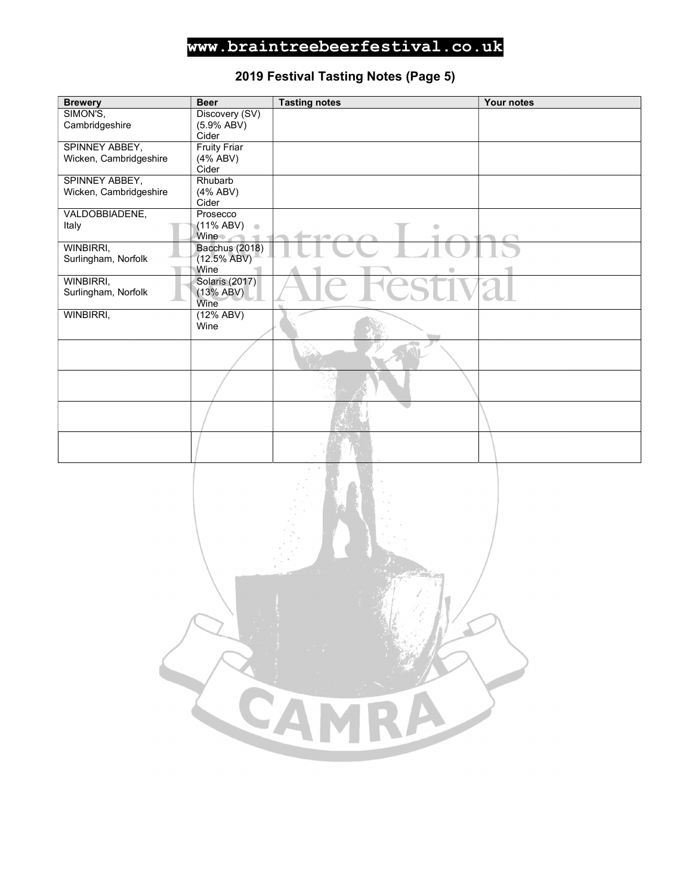www.braintreebeerfestival.co.uk

## 2019 Festival Tasting Notes (Page 5)

| Brewery | Beer | Tasting notes | Your notes |
|---|---|---|---|
| SIMON'S, Cambridgeshire | Discovery (SV) (5.9% ABV) Cider | | |
| SPINNEY ABBEY, Wicken, Cambridgeshire | Fruity Friar (4% ABV) Cider | | |
| SPINNEY ABBEY, Wicken, Cambridgeshire | Rhubarb (4% ABV) Cider | | |
| VALDOBBIADENE, Italy | Prosecco (11% ABV) Wine | | |
| WINBIRRI, Surlingham, Norfolk | Bacchus (2018) (12.5% ABV) Wine | | |
| WINBIRRI, Surlingham, Norfolk | Solaris (2017) (13% ABV) Wine | | |
| WINBIRRI, | (12% ABV) Wine | | |
| | | | |
| | | | |
| | | | |
| | | | |